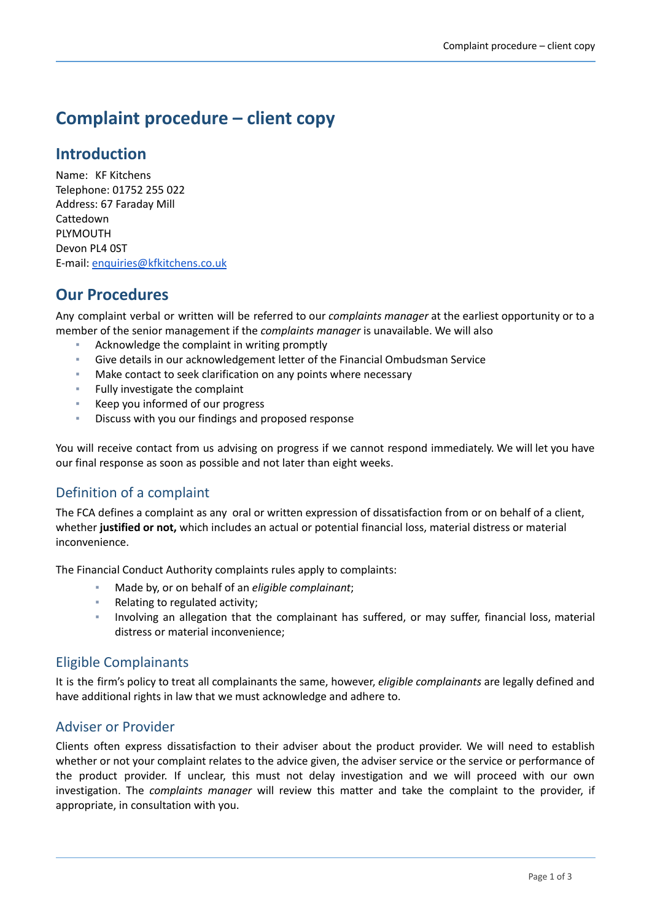# Complaint procedure – client copy

## Introduction

Name: KF Kitchens
Telephone: 01752 255 022
Address: 67 Faraday Mill
Cattedown
PLYMOUTH
Devon PL4 0ST
E-mail: enquiries@kfkitchens.co.uk

## Our Procedures

Any complaint verbal or written will be referred to our *complaints manager* at the earliest opportunity or to a member of the senior management if the *complaints manager* is unavailable. We will also

- Acknowledge the complaint in writing promptly
- Give details in our acknowledgement letter of the Financial Ombudsman Service
- Make contact to seek clarification on any points where necessary
- Fully investigate the complaint
- Keep you informed of our progress
- Discuss with you our findings and proposed response

You will receive contact from us advising on progress if we cannot respond immediately. We will let you have our final response as soon as possible and not later than eight weeks.

### Definition of a complaint

The FCA defines a complaint as any oral or written expression of dissatisfaction from or on behalf of a client, whether **justified or not,** which includes an actual or potential financial loss, material distress or material inconvenience.

The Financial Conduct Authority complaints rules apply to complaints:

- Made by, or on behalf of an *eligible complainant*;
- Relating to regulated activity;
- Involving an allegation that the complainant has suffered, or may suffer, financial loss, material distress or material inconvenience;

### Eligible Complainants

It is the firm's policy to treat all complainants the same, however, *eligible complainants* are legally defined and have additional rights in law that we must acknowledge and adhere to.

### Adviser or Provider

Clients often express dissatisfaction to their adviser about the product provider. We will need to establish whether or not your complaint relates to the advice given, the adviser service or the service or performance of the product provider. If unclear, this must not delay investigation and we will proceed with our own investigation. The *complaints manager* will review this matter and take the complaint to the provider, if appropriate, in consultation with you.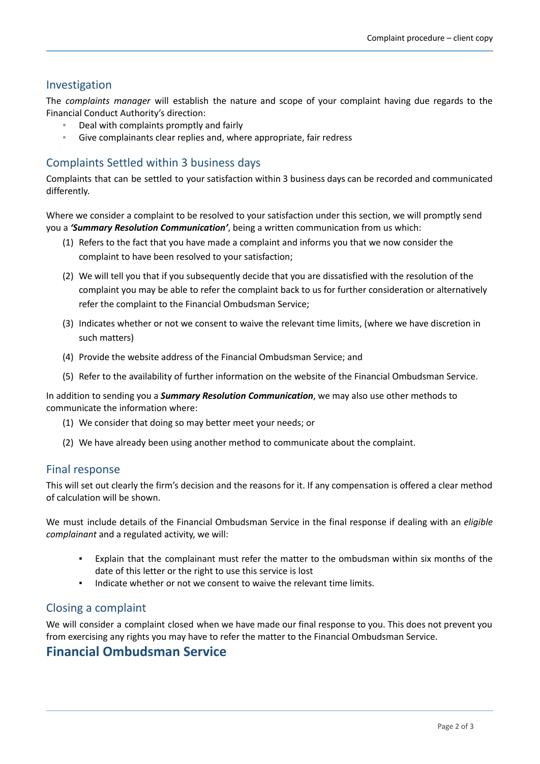## Investigation

The *complaints manager* will establish the nature and scope of your complaint having due regards to the Financial Conduct Authority's direction:

- Deal with complaints promptly and fairly
- Give complainants clear replies and, where appropriate, fair redress

## Complaints Settled within 3 business days

Complaints that can be settled to your satisfaction within 3 business days can be recorded and communicated differently.

Where we consider a complaint to be resolved to your satisfaction under this section, we will promptly send you a ***'Summary Resolution Communication'***, being a written communication from us which:

(1) Refers to the fact that you have made a complaint and informs you that we now consider the complaint to have been resolved to your satisfaction;

(2) We will tell you that if you subsequently decide that you are dissatisfied with the resolution of the complaint you may be able to refer the complaint back to us for further consideration or alternatively refer the complaint to the Financial Ombudsman Service;

(3) Indicates whether or not we consent to waive the relevant time limits, (where we have discretion in such matters)

(4) Provide the website address of the Financial Ombudsman Service; and

(5) Refer to the availability of further information on the website of the Financial Ombudsman Service.

In addition to sending you a ***Summary Resolution Communication***, we may also use other methods to communicate the information where:

(1) We consider that doing so may better meet your needs; or

(2) We have already been using another method to communicate about the complaint.

## Final response

This will set out clearly the firm's decision and the reasons for it. If any compensation is offered a clear method of calculation will be shown.

We must include details of the Financial Ombudsman Service in the final response if dealing with an *eligible complainant* and a regulated activity, we will:

- Explain that the complainant must refer the matter to the ombudsman within six months of the date of this letter or the right to use this service is lost
- Indicate whether or not we consent to waive the relevant time limits.

## Closing a complaint

We will consider a complaint closed when we have made our final response to you. This does not prevent you from exercising any rights you may have to refer the matter to the Financial Ombudsman Service.

# Financial Ombudsman Service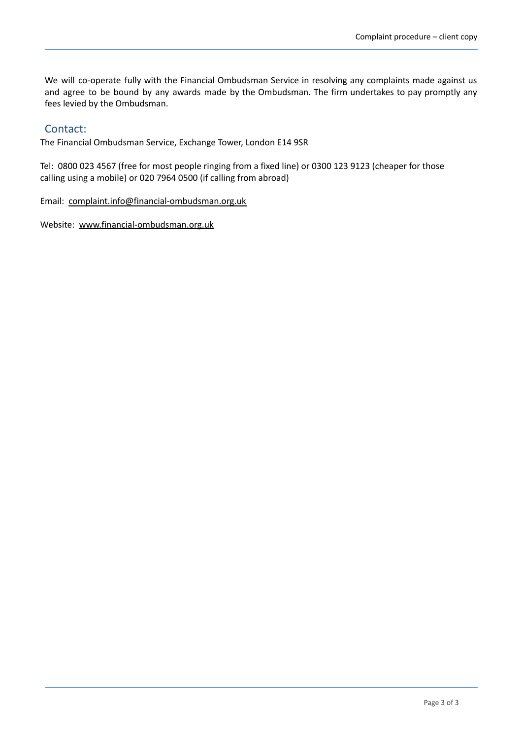We will co-operate fully with the Financial Ombudsman Service in resolving any complaints made against us and agree to be bound by any awards made by the Ombudsman. The firm undertakes to pay promptly any fees levied by the Ombudsman.

## Contact:

The Financial Ombudsman Service, Exchange Tower, London E14 9SR

Tel: 0800 023 4567 (free for most people ringing from a fixed line) or 0300 123 9123 (cheaper for those calling using a mobile) or 020 7964 0500 (if calling from abroad)

Email: complaint.info@financial-ombudsman.org.uk

Website: www.financial-ombudsman.org.uk